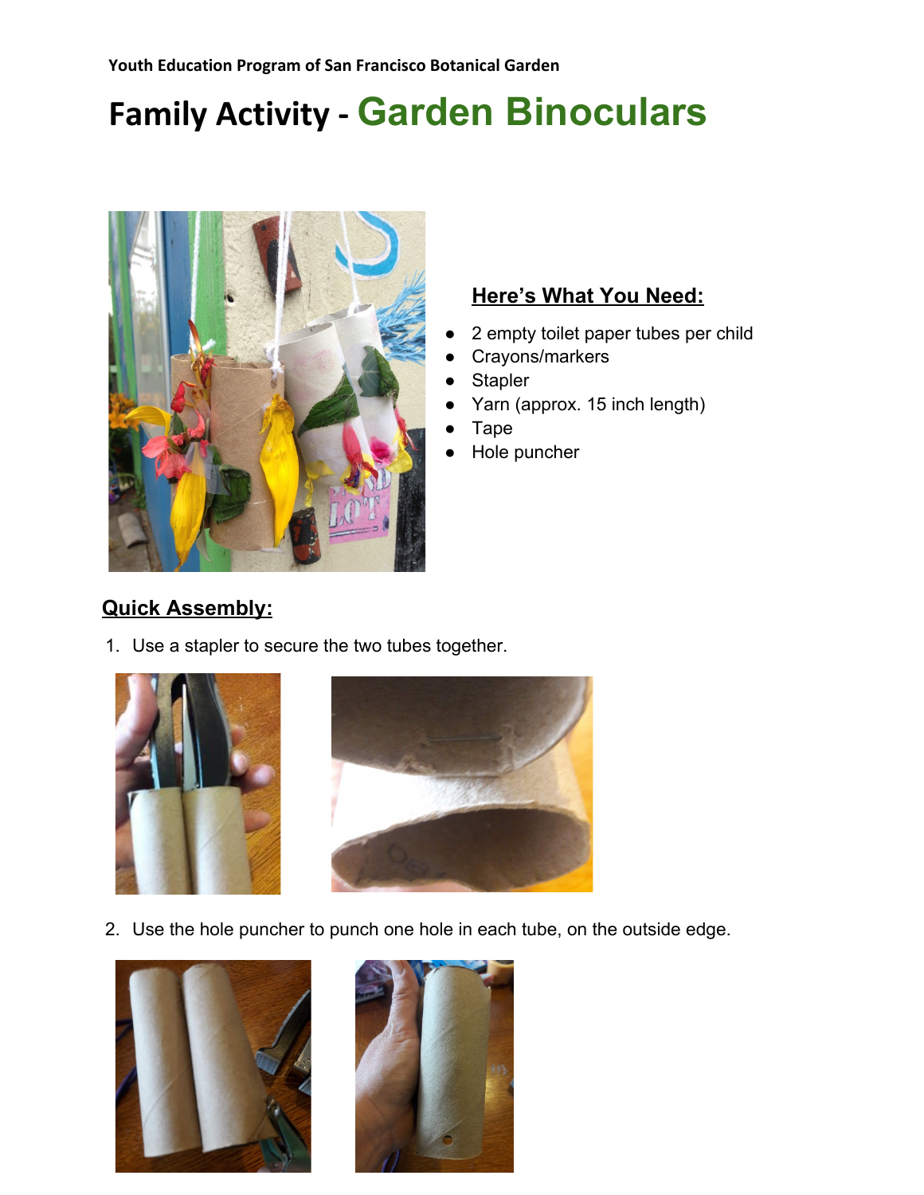Youth Education Program of San Francisco Botanical Garden

# Family Activity - Garden Binoculars

## Here's What You Need:

- 2 empty toilet paper tubes per child
- Crayons/markers
- Stapler
- Yarn (approx. 15 inch length)
- Tape
- Hole puncher

## Quick Assembly:

1. Use a stapler to secure the two tubes together.

2. Use the hole puncher to punch one hole in each tube, on the outside edge.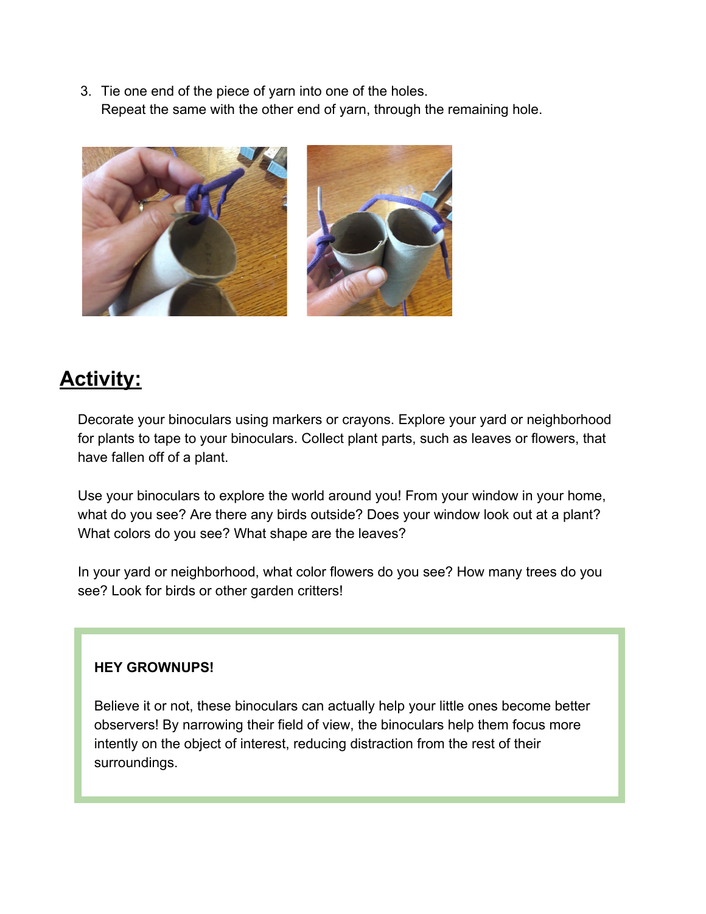3. Tie one end of the piece of yarn into one of the holes.
   Repeat the same with the other end of yarn, through the remaining hole.

## Activity:

Decorate your binoculars using markers or crayons. Explore your yard or neighborhood for plants to tape to your binoculars. Collect plant parts, such as leaves or flowers, that have fallen off of a plant.

Use your binoculars to explore the world around you! From your window in your home, what do you see? Are there any birds outside? Does your window look out at a plant? What colors do you see? What shape are the leaves?

In your yard or neighborhood, what color flowers do you see? How many trees do you see? Look for birds or other garden critters!

> **HEY GROWNUPS!**
>
> Believe it or not, these binoculars can actually help your little ones become better observers! By narrowing their field of view, the binoculars help them focus more intently on the object of interest, reducing distraction from the rest of their surroundings.